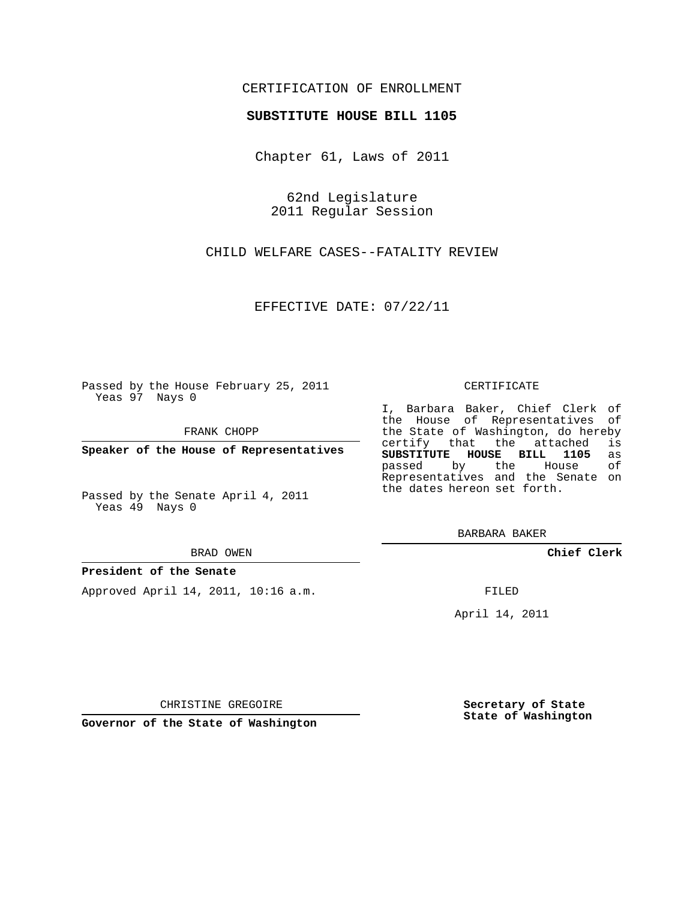CERTIFICATION OF ENROLLMENT

**SUBSTITUTE HOUSE BILL 1105**

Chapter 61, Laws of 2011

62nd Legislature
2011 Regular Session

CHILD WELFARE CASES--FATALITY REVIEW

EFFECTIVE DATE: 07/22/11

Passed by the House February 25, 2011
Yeas 97 Nays 0

FRANK CHOPP

**Speaker of the House of Representatives**

Passed by the Senate April 4, 2011
Yeas 49 Nays 0

BRAD OWEN

**President of the Senate**

Approved April 14, 2011, 10:16 a.m.

CHRISTINE GREGOIRE

**Governor of the State of Washington**

CERTIFICATE

I, Barbara Baker, Chief Clerk of the House of Representatives of the State of Washington, do hereby certify that the attached is **SUBSTITUTE HOUSE BILL 1105** as passed by the House of Representatives and the Senate on the dates hereon set forth.

BARBARA BAKER

**Chief Clerk**

FILED

April 14, 2011

**Secretary of State**
**State of Washington**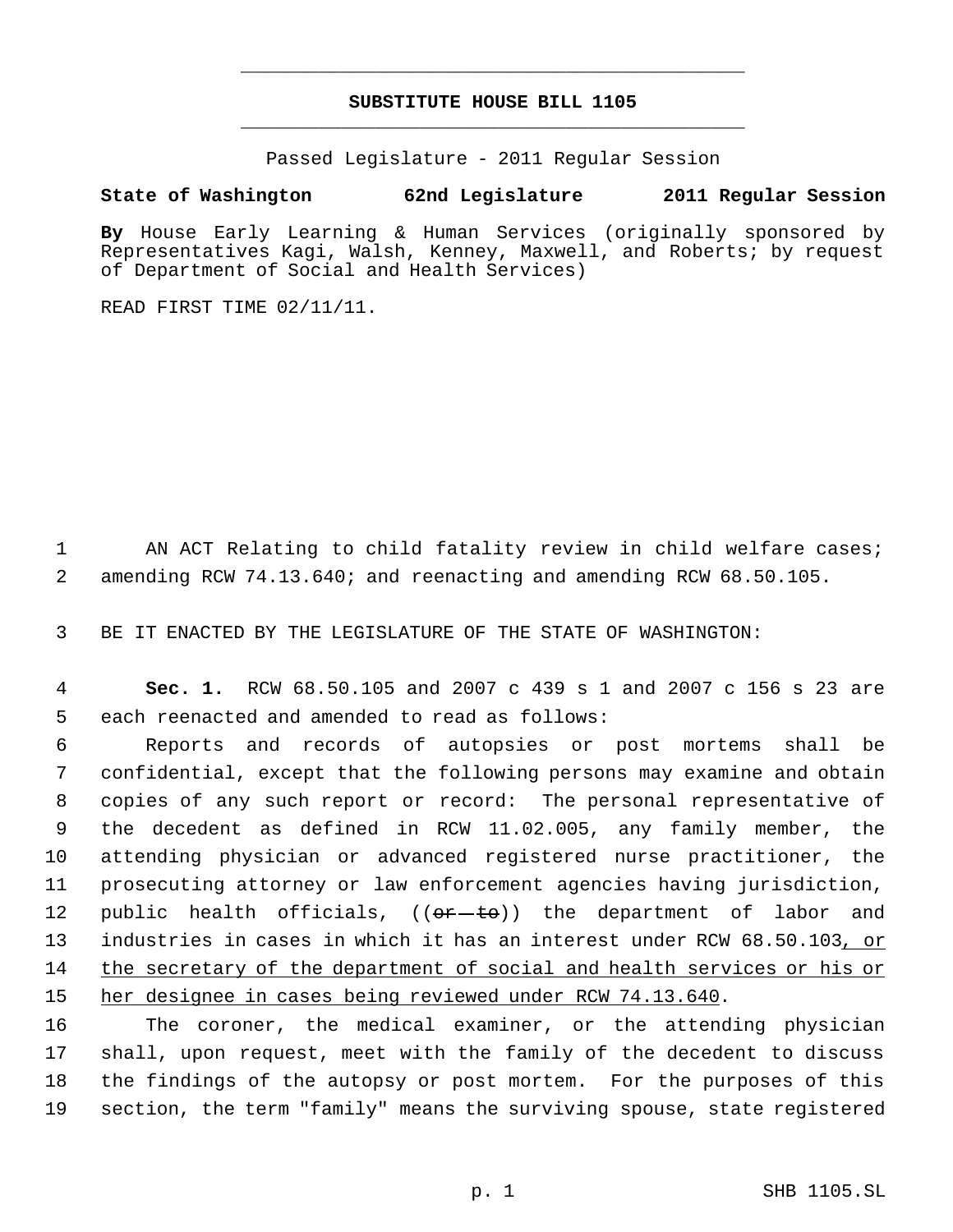# SUBSTITUTE HOUSE BILL 1105

Passed Legislature - 2011 Regular Session

**State of Washington 62nd Legislature 2011 Regular Session**

**By** House Early Learning & Human Services (originally sponsored by Representatives Kagi, Walsh, Kenney, Maxwell, and Roberts; by request of Department of Social and Health Services)

READ FIRST TIME 02/11/11.

1 AN ACT Relating to child fatality review in child welfare cases;
2 amending RCW 74.13.640; and reenacting and amending RCW 68.50.105.

3 BE IT ENACTED BY THE LEGISLATURE OF THE STATE OF WASHINGTON:

4 **Sec. 1.** RCW 68.50.105 and 2007 c 439 s 1 and 2007 c 156 s 23 are
5 each reenacted and amended to read as follows:

6 Reports and records of autopsies or post mortems shall be
7 confidential, except that the following persons may examine and obtain
8 copies of any such report or record: The personal representative of
9 the decedent as defined in RCW 11.02.005, any family member, the
10 attending physician or advanced registered nurse practitioner, the
11 prosecuting attorney or law enforcement agencies having jurisdiction,
12 public health officials, ((~~or to~~)) the department of labor and
13 industries in cases in which it has an interest under RCW 68.50.103<u>, or</u>
14 <u>the secretary of the department of social and health services or his or</u>
15 <u>her designee in cases being reviewed under RCW 74.13.640</u>.

16 The coroner, the medical examiner, or the attending physician
17 shall, upon request, meet with the family of the decedent to discuss
18 the findings of the autopsy or post mortem. For the purposes of this
19 section, the term "family" means the surviving spouse, state registered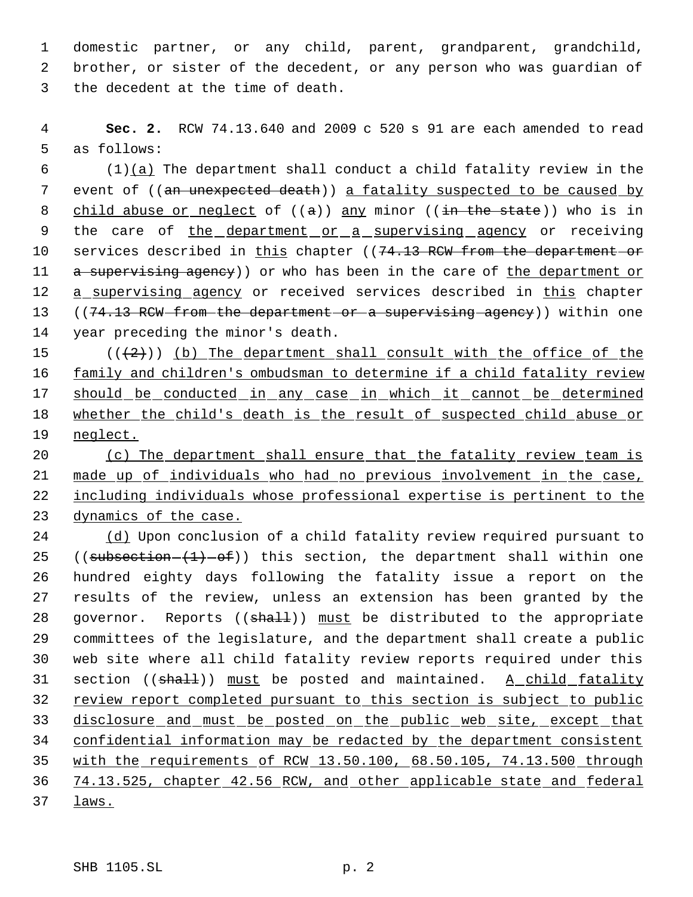domestic partner, or any child, parent, grandparent, grandchild, brother, or sister of the decedent, or any person who was guardian of the decedent at the time of death.

**Sec. 2.** RCW 74.13.640 and 2009 c 520 s 91 are each amended to read as follows:

(1)(a) The department shall conduct a child fatality review in the event of ((~~an unexpected death~~)) a fatality suspected to be caused by child abuse or neglect of ((~~a~~)) any minor ((~~in the state~~)) who is in the care of the department or a supervising agency or receiving services described in this chapter ((~~74.13 RCW from the department or a supervising agency~~)) or who has been in the care of the department or a supervising agency or received services described in this chapter ((~~74.13 RCW from the department or a supervising agency~~)) within one year preceding the minor's death.

((~~(2)~~)) (b) The department shall consult with the office of the family and children's ombudsman to determine if a child fatality review should be conducted in any case in which it cannot be determined whether the child's death is the result of suspected child abuse or neglect.

(c) The department shall ensure that the fatality review team is made up of individuals who had no previous involvement in the case, including individuals whose professional expertise is pertinent to the dynamics of the case.

(d) Upon conclusion of a child fatality review required pursuant to ((~~subsection (1) of~~)) this section, the department shall within one hundred eighty days following the fatality issue a report on the results of the review, unless an extension has been granted by the governor. Reports ((~~shall~~)) must be distributed to the appropriate committees of the legislature, and the department shall create a public web site where all child fatality review reports required under this section ((~~shall~~)) must be posted and maintained. A child fatality review report completed pursuant to this section is subject to public disclosure and must be posted on the public web site, except that confidential information may be redacted by the department consistent with the requirements of RCW 13.50.100, 68.50.105, 74.13.500 through 74.13.525, chapter 42.56 RCW, and other applicable state and federal laws.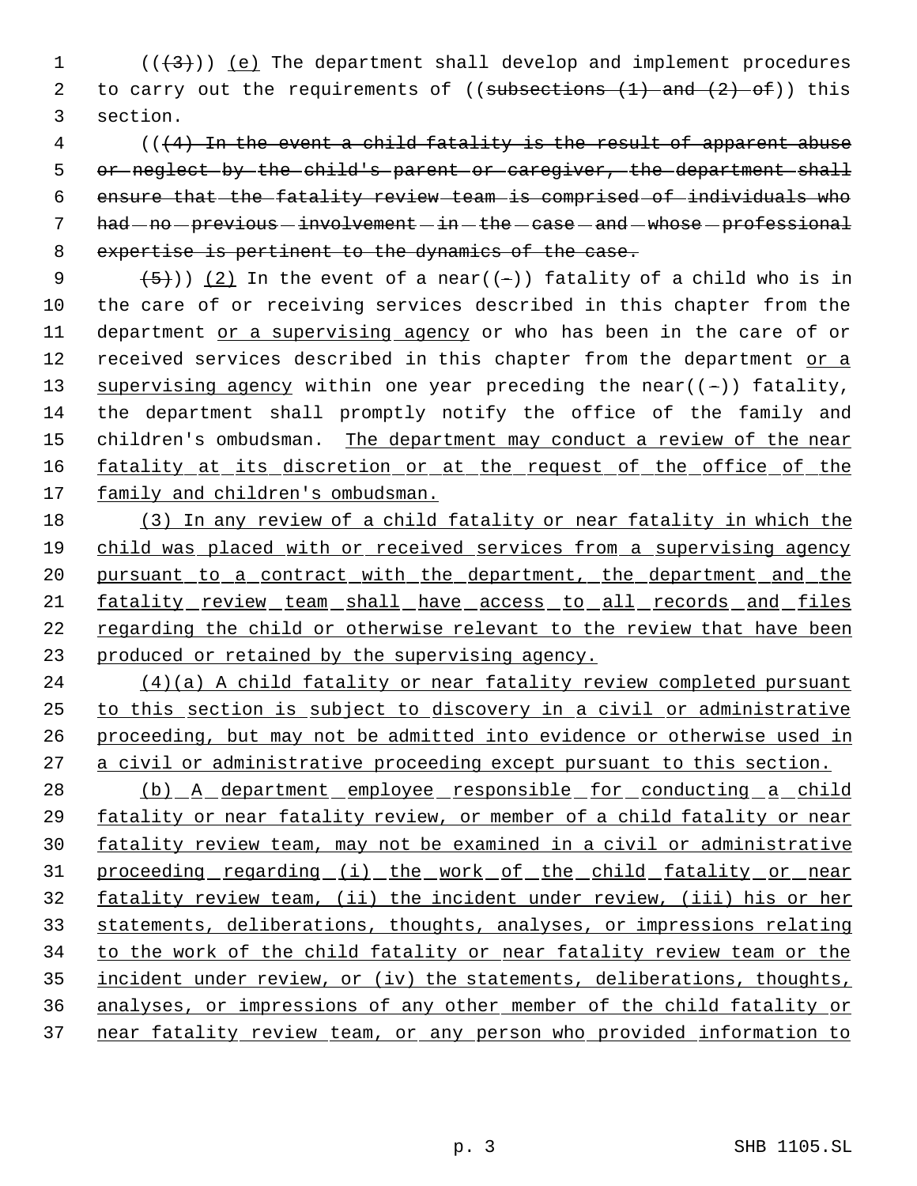(((3))) (e) The department shall develop and implement procedures to carry out the requirements of ((subsections (1) and (2) of)) this section.

(((4) In the event a child fatality is the result of apparent abuse or neglect by the child's parent or caregiver, the department shall ensure that the fatality review team is comprised of individuals who had no previous involvement in the case and whose professional expertise is pertinent to the dynamics of the case.

(5))) (2) In the event of a near((-)) fatality of a child who is in the care of or receiving services described in this chapter from the department or a supervising agency or who has been in the care of or received services described in this chapter from the department or a supervising agency within one year preceding the near((-)) fatality, the department shall promptly notify the office of the family and children's ombudsman. The department may conduct a review of the near fatality at its discretion or at the request of the office of the family and children's ombudsman.

(3) In any review of a child fatality or near fatality in which the child was placed with or received services from a supervising agency pursuant to a contract with the department, the department and the fatality review team shall have access to all records and files regarding the child or otherwise relevant to the review that have been produced or retained by the supervising agency.

(4)(a) A child fatality or near fatality review completed pursuant to this section is subject to discovery in a civil or administrative proceeding, but may not be admitted into evidence or otherwise used in a civil or administrative proceeding except pursuant to this section.

(b) A department employee responsible for conducting a child fatality or near fatality review, or member of a child fatality or near fatality review team, may not be examined in a civil or administrative proceeding regarding (i) the work of the child fatality or near fatality review team, (ii) the incident under review, (iii) his or her statements, deliberations, thoughts, analyses, or impressions relating to the work of the child fatality or near fatality review team or the incident under review, or (iv) the statements, deliberations, thoughts, analyses, or impressions of any other member of the child fatality or near fatality review team, or any person who provided information to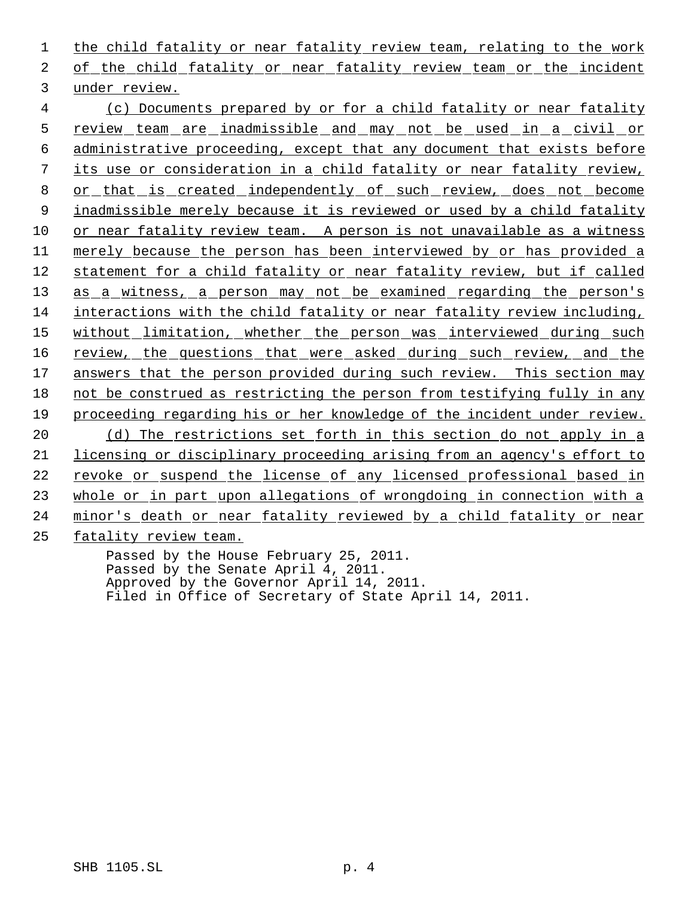the child fatality or near fatality review team, relating to the work of the child fatality or near fatality review team or the incident under review.

(c) Documents prepared by or for a child fatality or near fatality review team are inadmissible and may not be used in a civil or administrative proceeding, except that any document that exists before its use or consideration in a child fatality or near fatality review, or that is created independently of such review, does not become inadmissible merely because it is reviewed or used by a child fatality or near fatality review team. A person is not unavailable as a witness merely because the person has been interviewed by or has provided a statement for a child fatality or near fatality review, but if called as a witness, a person may not be examined regarding the person's interactions with the child fatality or near fatality review including, without limitation, whether the person was interviewed during such review, the questions that were asked during such review, and the answers that the person provided during such review. This section may not be construed as restricting the person from testifying fully in any proceeding regarding his or her knowledge of the incident under review.

(d) The restrictions set forth in this section do not apply in a licensing or disciplinary proceeding arising from an agency's effort to revoke or suspend the license of any licensed professional based in whole or in part upon allegations of wrongdoing in connection with a minor's death or near fatality reviewed by a child fatality or near fatality review team.

Passed by the House February 25, 2011.
Passed by the Senate April 4, 2011.
Approved by the Governor April 14, 2011.
Filed in Office of Secretary of State April 14, 2011.